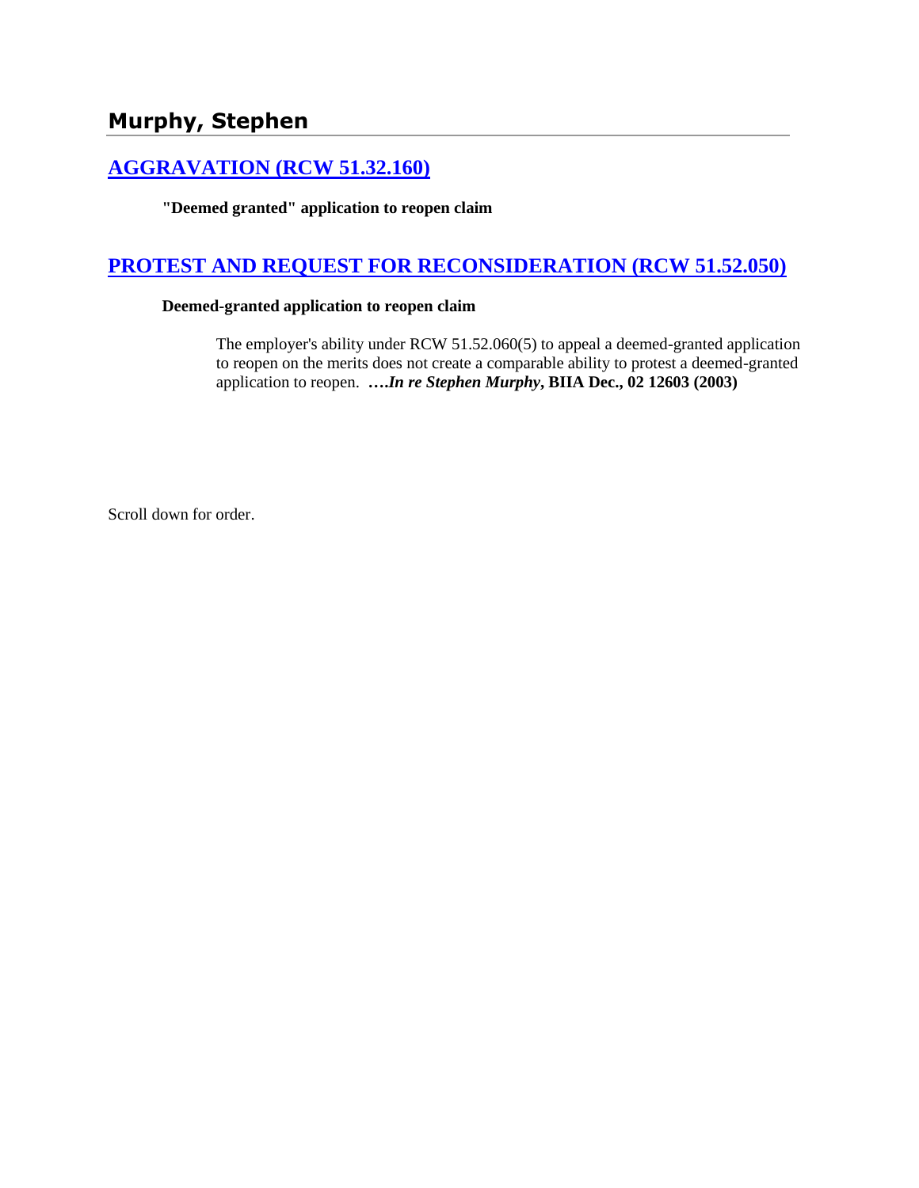## Murphy, Stephen

### AGGRAVATION (RCW 51.32.160)

**"Deemed granted" application to reopen claim**

### PROTEST AND REQUEST FOR RECONSIDERATION (RCW 51.52.050)

**Deemed-granted application to reopen claim**

The employer's ability under RCW 51.52.060(5) to appeal a deemed-granted application to reopen on the merits does not create a comparable ability to protest a deemed-granted application to reopen. ****….In re Stephen Murphy*, BIIA Dec., 02 12603 (2003)**

Scroll down for order.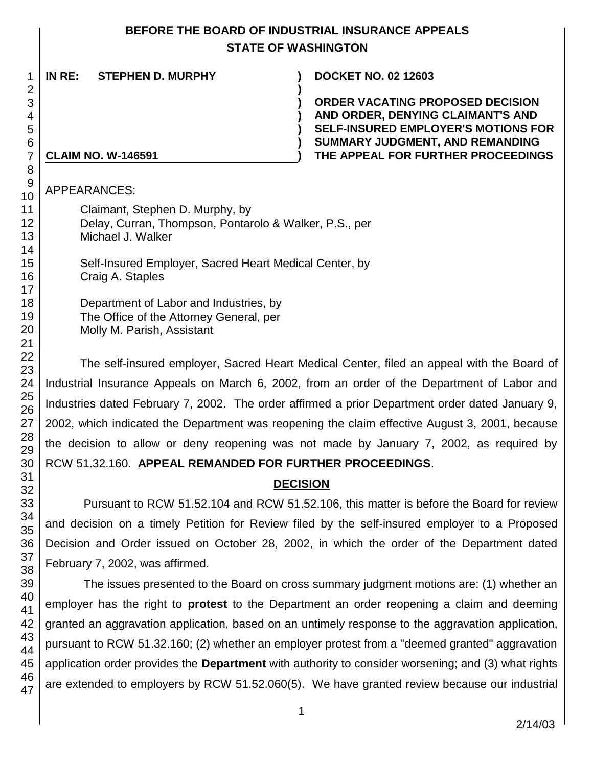# BEFORE THE BOARD OF INDUSTRIAL INSURANCE APPEALS
## STATE OF WASHINGTON

| | | |
|---|---|---|
| **IN RE: STEPHEN D. MURPHY** | **)** | **DOCKET NO. 02 12603** |
| | **)** | |
| | **)** | **ORDER VACATING PROPOSED DECISION AND ORDER, DENYING CLAIMANT'S AND SELF-INSURED EMPLOYER'S MOTIONS FOR SUMMARY JUDGMENT, AND REMANDING THE APPEAL FOR FURTHER PROCEEDINGS** |
| **CLAIM NO. W-146591** | **)** | |

APPEARANCES:

Claimant, Stephen D. Murphy, by
Delay, Curran, Thompson, Pontarolo & Walker, P.S., per
Michael J. Walker

Self-Insured Employer, Sacred Heart Medical Center, by
Craig A. Staples

Department of Labor and Industries, by
The Office of the Attorney General, per
Molly M. Parish, Assistant

The self-insured employer, Sacred Heart Medical Center, filed an appeal with the Board of Industrial Insurance Appeals on March 6, 2002, from an order of the Department of Labor and Industries dated February 7, 2002. The order affirmed a prior Department order dated January 9, 2002, which indicated the Department was reopening the claim effective August 3, 2001, because the decision to allow or deny reopening was not made by January 7, 2002, as required by RCW 51.32.160. **APPEAL REMANDED FOR FURTHER PROCEEDINGS**.

## DECISION

Pursuant to RCW 51.52.104 and RCW 51.52.106, this matter is before the Board for review and decision on a timely Petition for Review filed by the self-insured employer to a Proposed Decision and Order issued on October 28, 2002, in which the order of the Department dated February 7, 2002, was affirmed.

The issues presented to the Board on cross summary judgment motions are: (1) whether an employer has the right to **protest** to the Department an order reopening a claim and deeming granted an aggravation application, based on an untimely response to the aggravation application, pursuant to RCW 51.32.160; (2) whether an employer protest from a "deemed granted" aggravation application order provides the **Department** with authority to consider worsening; and (3) what rights are extended to employers by RCW 51.52.060(5). We have granted review because our industrial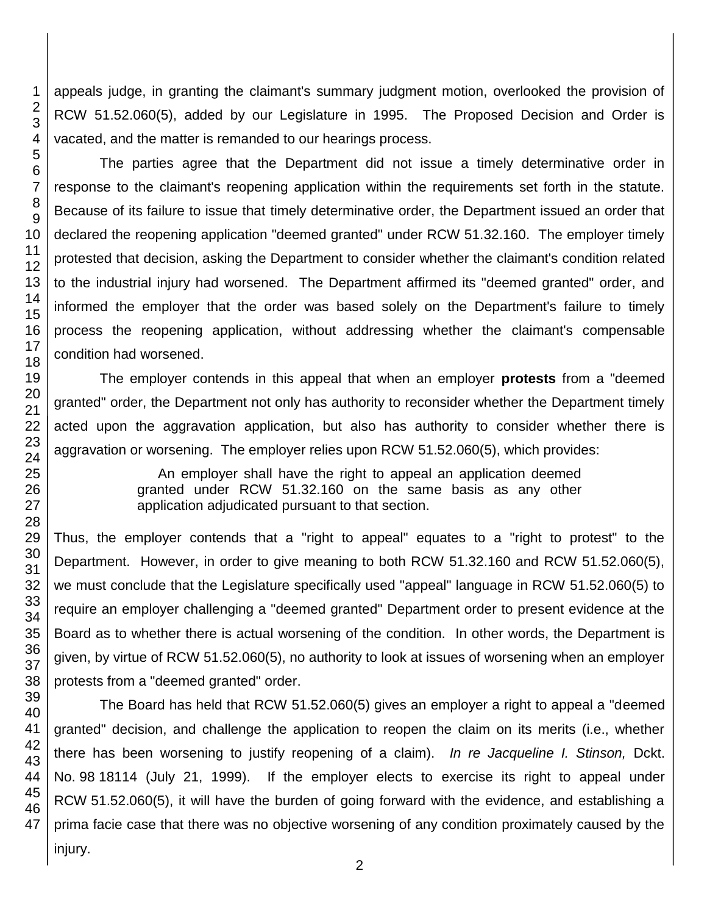appeals judge, in granting the claimant's summary judgment motion, overlooked the provision of RCW 51.52.060(5), added by our Legislature in 1995. The Proposed Decision and Order is vacated, and the matter is remanded to our hearings process.

The parties agree that the Department did not issue a timely determinative order in response to the claimant's reopening application within the requirements set forth in the statute. Because of its failure to issue that timely determinative order, the Department issued an order that declared the reopening application "deemed granted" under RCW 51.32.160. The employer timely protested that decision, asking the Department to consider whether the claimant's condition related to the industrial injury had worsened. The Department affirmed its "deemed granted" order, and informed the employer that the order was based solely on the Department's failure to timely process the reopening application, without addressing whether the claimant's compensable condition had worsened.

The employer contends in this appeal that when an employer **protests** from a "deemed granted" order, the Department not only has authority to reconsider whether the Department timely acted upon the aggravation application, but also has authority to consider whether there is aggravation or worsening. The employer relies upon RCW 51.52.060(5), which provides:

> An employer shall have the right to appeal an application deemed granted under RCW 51.32.160 on the same basis as any other application adjudicated pursuant to that section.

Thus, the employer contends that a "right to appeal" equates to a "right to protest" to the Department. However, in order to give meaning to both RCW 51.32.160 and RCW 51.52.060(5), we must conclude that the Legislature specifically used "appeal" language in RCW 51.52.060(5) to require an employer challenging a "deemed granted" Department order to present evidence at the Board as to whether there is actual worsening of the condition. In other words, the Department is given, by virtue of RCW 51.52.060(5), no authority to look at issues of worsening when an employer protests from a "deemed granted" order.

The Board has held that RCW 51.52.060(5) gives an employer a right to appeal a "deemed granted" decision, and challenge the application to reopen the claim on its merits (i.e., whether there has been worsening to justify reopening of a claim). *In re Jacqueline I. Stinson,* Dckt. No. 98 18114 (July 21, 1999). If the employer elects to exercise its right to appeal under RCW 51.52.060(5), it will have the burden of going forward with the evidence, and establishing a prima facie case that there was no objective worsening of any condition proximately caused by the injury.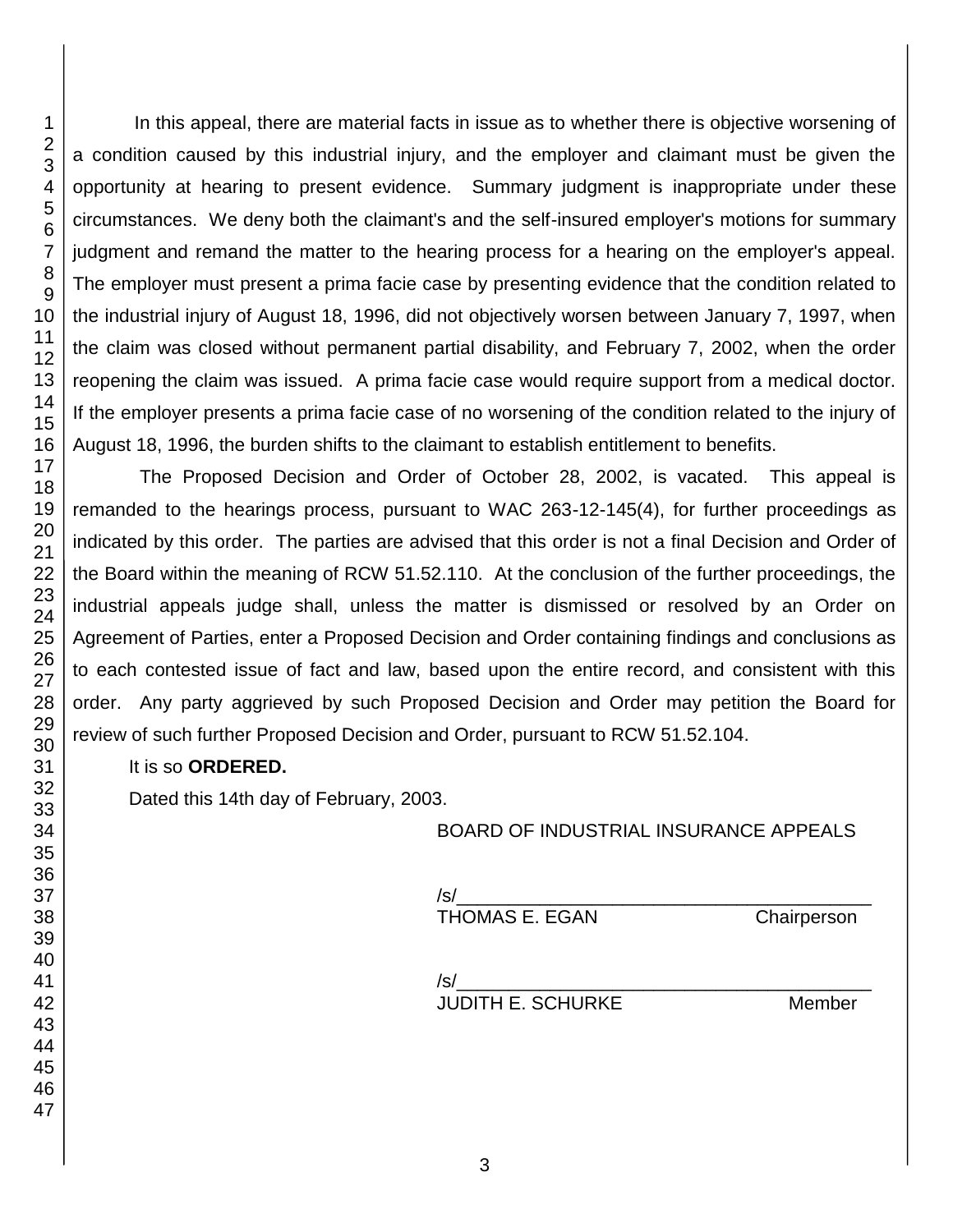In this appeal, there are material facts in issue as to whether there is objective worsening of a condition caused by this industrial injury, and the employer and claimant must be given the opportunity at hearing to present evidence. Summary judgment is inappropriate under these circumstances. We deny both the claimant's and the self-insured employer's motions for summary judgment and remand the matter to the hearing process for a hearing on the employer's appeal. The employer must present a prima facie case by presenting evidence that the condition related to the industrial injury of August 18, 1996, did not objectively worsen between January 7, 1997, when the claim was closed without permanent partial disability, and February 7, 2002, when the order reopening the claim was issued. A prima facie case would require support from a medical doctor. If the employer presents a prima facie case of no worsening of the condition related to the injury of August 18, 1996, the burden shifts to the claimant to establish entitlement to benefits.

The Proposed Decision and Order of October 28, 2002, is vacated. This appeal is remanded to the hearings process, pursuant to WAC 263-12-145(4), for further proceedings as indicated by this order. The parties are advised that this order is not a final Decision and Order of the Board within the meaning of RCW 51.52.110. At the conclusion of the further proceedings, the industrial appeals judge shall, unless the matter is dismissed or resolved by an Order on Agreement of Parties, enter a Proposed Decision and Order containing findings and conclusions as to each contested issue of fact and law, based upon the entire record, and consistent with this order. Any party aggrieved by such Proposed Decision and Order may petition the Board for review of such further Proposed Decision and Order, pursuant to RCW 51.52.104.

It is so **ORDERED.**

Dated this 14th day of February, 2003.

BOARD OF INDUSTRIAL INSURANCE APPEALS

/s/________________________________________
THOMAS E. EGAN Chairperson

/s/________________________________________
JUDITH E. SCHURKE Member